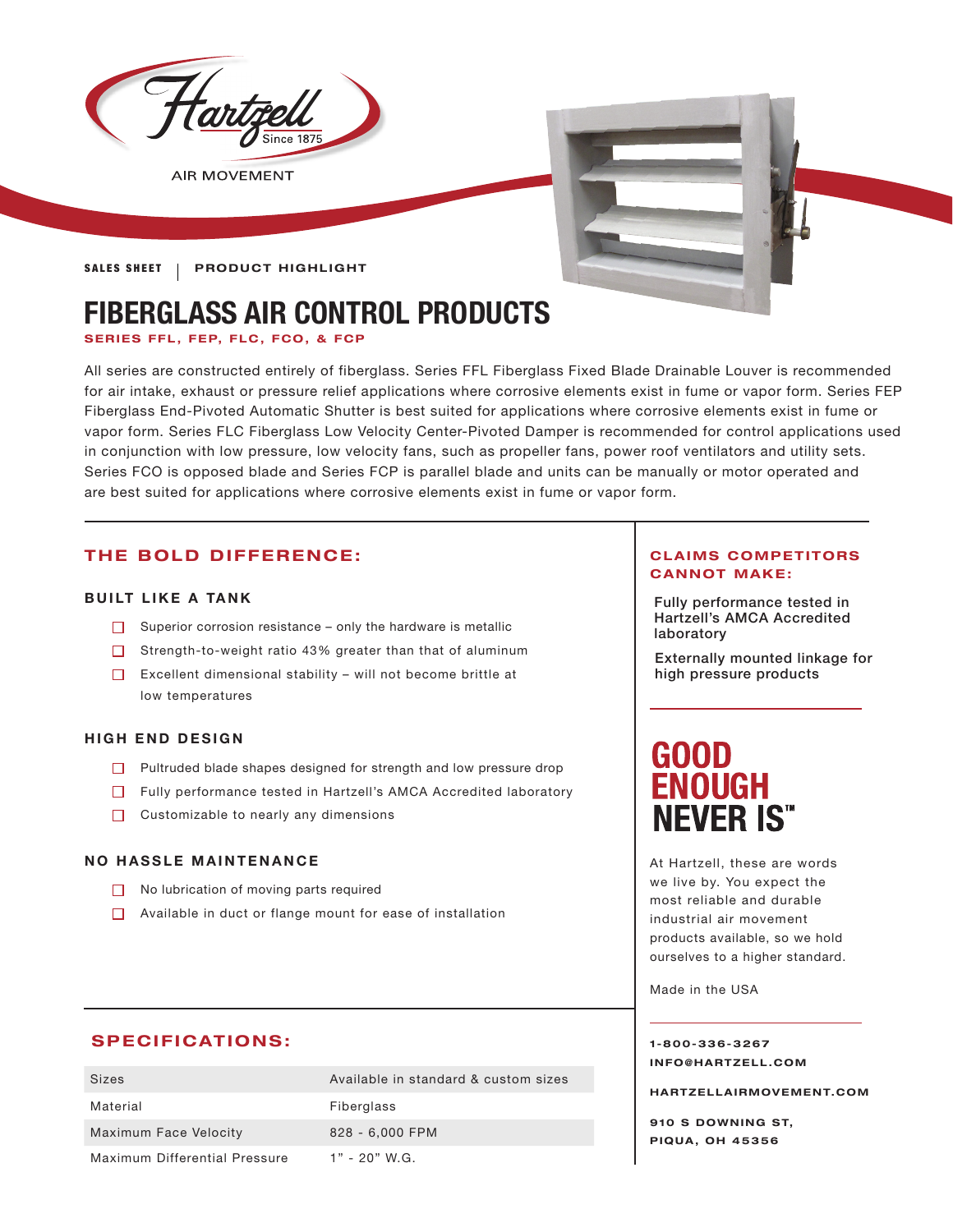Hartzell Since 1875

AIR MOVEMENT

**SALES SHEET** | **PRODUCT HIGHLIGHT**

# FIBERGLASS AIR CONTROL PRODUCTS

**SERIES FFL, FEP, FLC, FCO, & FCP**

All series are constructed entirely of fiberglass. Series FFL Fiberglass Fixed Blade Drainable Louver is recommended for air intake, exhaust or pressure relief applications where corrosive elements exist in fume or vapor form. Series FEP Fiberglass End-Pivoted Automatic Shutter is best suited for applications where corrosive elements exist in fume or vapor form. Series FLC Fiberglass Low Velocity Center-Pivoted Damper is recommended for control applications used in conjunction with low pressure, low velocity fans, such as propeller fans, power roof ventilators and utility sets. Series FCO is opposed blade and Series FCP is parallel blade and units can be manually or motor operated and are best suited for applications where corrosive elements exist in fume or vapor form.

## THE BOLD DIFFERENCE:

### BUILT LIKE A TANK

- Superior corrosion resistance – only the hardware is metallic
- Strength-to-weight ratio 43% greater than that of aluminum
- Excellent dimensional stability – will not become brittle at low temperatures

### HIGH END DESIGN

- Pultruded blade shapes designed for strength and low pressure drop
- Fully performance tested in Hartzell's AMCA Accredited laboratory
- Customizable to nearly any dimensions

### NO HASSLE MAINTENANCE

- No lubrication of moving parts required
- Available in duct or flange mount for ease of installation

## SPECIFICATIONS:

| Sizes | Available in standard & custom sizes |
|---|---|
| Material | Fiberglass |
| Maximum Face Velocity | 828 - 6,000 FPM |
| Maximum Differential Pressure | 1" - 20" W.G. |

## CLAIMS COMPETITORS CANNOT MAKE:

Fully performance tested in Hartzell's AMCA Accredited laboratory

Externally mounted linkage for high pressure products

## GOOD ENOUGH NEVER IS™

At Hartzell, these are words we live by. You expect the most reliable and durable industrial air movement products available, so we hold ourselves to a higher standard.

Made in the USA

**1-800-336-3267**
**INFO@HARTZELL.COM**

**HARTZELLAIRMOVEMENT.COM**

**910 S DOWNING ST,**
**PIQUA, OH 45356**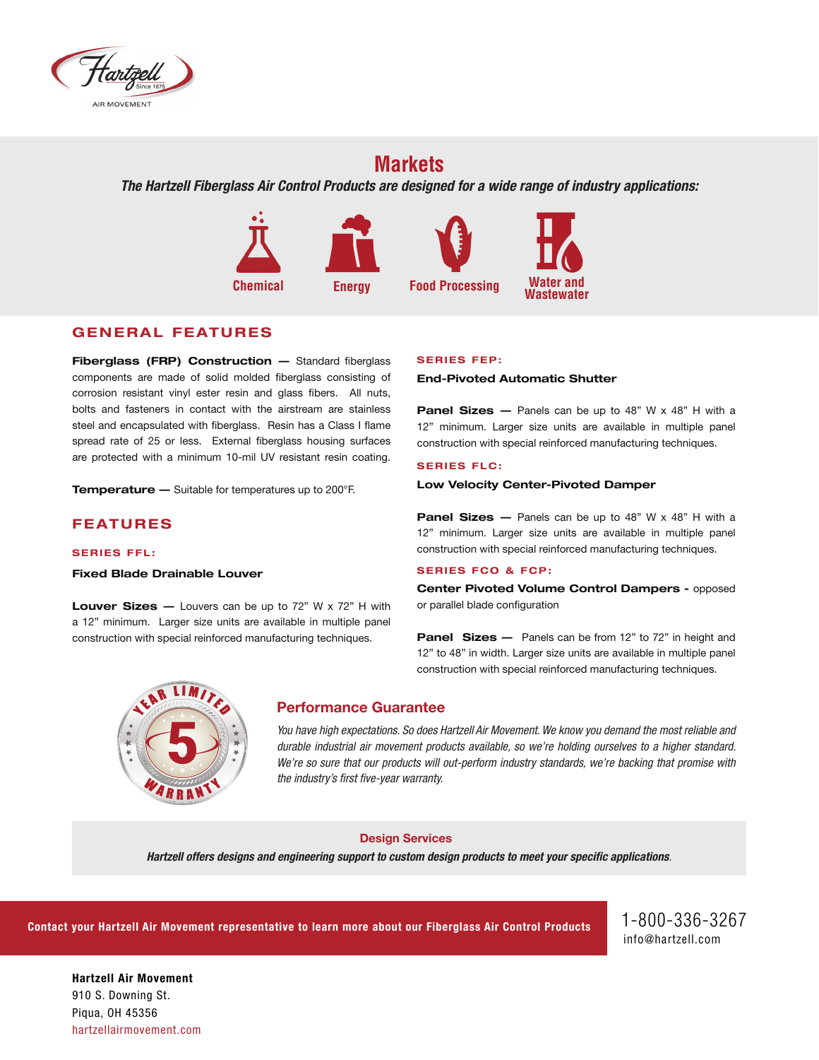## Markets

***The Hartzell Fiberglass Air Control Products are designed for a wide range of industry applications:***

Chemical

Energy

Food Processing

Water and Wastewater

## GENERAL FEATURES

**Fiberglass (FRP) Construction —** Standard fiberglass components are made of solid molded fiberglass consisting of corrosion resistant vinyl ester resin and glass fibers. All nuts, bolts and fasteners in contact with the airstream are stainless steel and encapsulated with fiberglass. Resin has a Class I flame spread rate of 25 or less. External fiberglass housing surfaces are protected with a minimum 10-mil UV resistant resin coating.

**Temperature —** Suitable for temperatures up to 200°F.

## FEATURES

### SERIES FFL:

**Fixed Blade Drainable Louver**

**Louver Sizes —** Louvers can be up to 72" W x 72" H with a 12" minimum. Larger size units are available in multiple panel construction with special reinforced manufacturing techniques.

### SERIES FEP:

**End-Pivoted Automatic Shutter**

**Panel Sizes —** Panels can be up to 48" W x 48" H with a 12" minimum. Larger size units are available in multiple panel construction with special reinforced manufacturing techniques.

### SERIES FLC:

**Low Velocity Center-Pivoted Damper**

**Panel Sizes —** Panels can be up to 48" W x 48" H with a 12" minimum. Larger size units are available in multiple panel construction with special reinforced manufacturing techniques.

### SERIES FCO & FCP:

**Center Pivoted Volume Control Dampers -** opposed or parallel blade configuration

**Panel Sizes —** Panels can be from 12" to 72" in height and 12" to 48" in width. Larger size units are available in multiple panel construction with special reinforced manufacturing techniques.

## Performance Guarantee

*You have high expectations. So does Hartzell Air Movement. We know you demand the most reliable and durable industrial air movement products available, so we're holding ourselves to a higher standard. We're so sure that our products will out-perform industry standards, we're backing that promise with the industry's first five-year warranty.*

## Design Services

***Hartzell offers designs and engineering support to custom design products to meet your specific applications.***

**Contact your Hartzell Air Movement representative to learn more about our Fiberglass Air Control Products**

1-800-336-3267
info@hartzell.com

**Hartzell Air Movement**
910 S. Downing St.
Piqua, OH 45356
hartzellairmovement.com